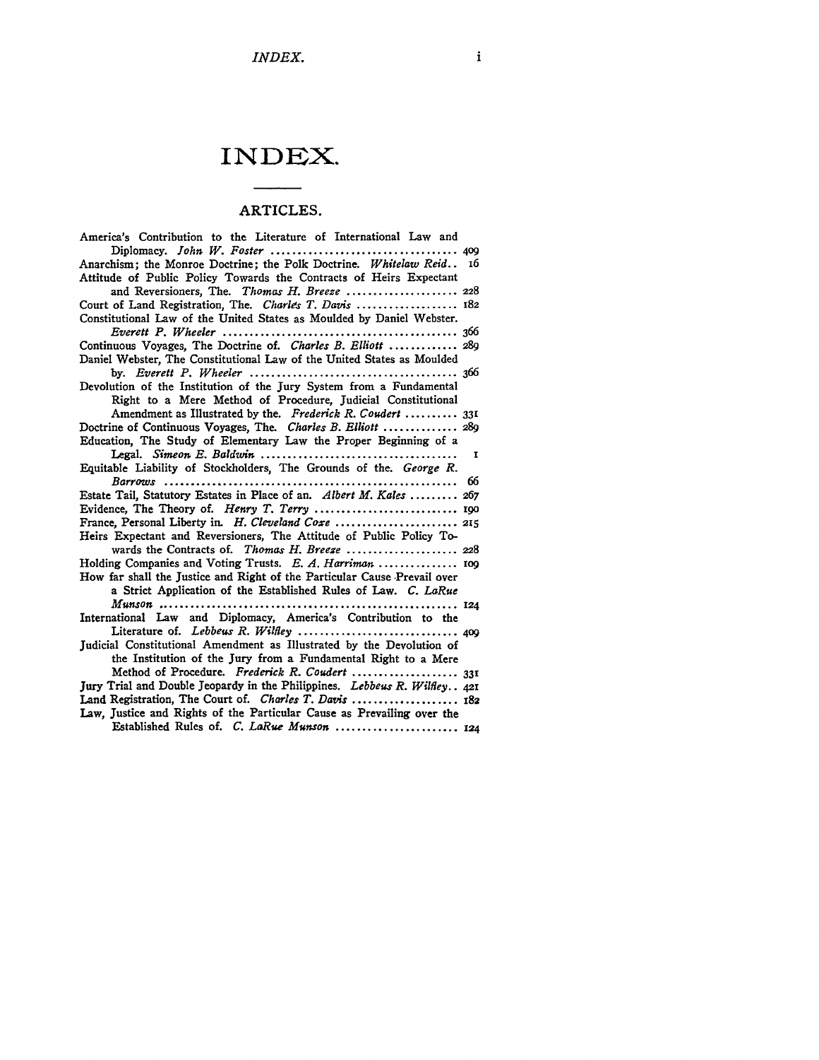# INDEX.

## ARTICLES.

America's Contribution to the Literature of International Law and Diplomacy. *John W. Foster* .................................... 409

Anarchism; the Monroe Doctrine; the Polk Doctrine. *Whitelaw Reid*.. 16

Attitude of Public Policy Towards the Contracts of Heirs Expectant and Reversioners, The. *Thomas H. Breeze* ..................... 228

Court of Land Registration, The. *Charles T. Davis* ................... 182

Constitutional Law of the United States as Moulded by Daniel Webster. *Everett P. Wheeler* ............................................ 366

Continuous Voyages, The Doctrine of. *Charles B. Elliott* ............. 289

Daniel Webster, The Constitutional Law of the United States as Moulded by. *Everett P. Wheeler* ....................................... 366

Devolution of the Institution of the Jury System from a Fundamental Right to a Mere Method of Procedure, Judicial Constitutional Amendment as Illustrated by the. *Frederick R. Coudert* .......... 331

Doctrine of Continuous Voyages, The. *Charles B. Elliott* .............. 289

Education, The Study of Elementary Law the Proper Beginning of a Legal. *Simeon E. Baldwin* ..................................... 1

Equitable Liability of Stockholders, The Grounds of the. *George R. Barrows* ........................................................ 66

Estate Tail, Statutory Estates in Place of an. *Albert M. Kales* ......... 267

Evidence, The Theory of. *Henry T. Terry* ........................... 190

France, Personal Liberty in. *H. Cleveland Coxe* ....................... 215

Heirs Expectant and Reversioners, The Attitude of Public Policy Towards the Contracts of. *Thomas H. Breeze* ..................... 228

Holding Companies and Voting Trusts. *E. A. Harriman* ............... 109

How far shall the Justice and Right of the Particular Cause Prevail over a Strict Application of the Established Rules of Law. *C. LaRue Munson* ........................................................ 124

International Law and Diplomacy, America's Contribution to the Literature of. *Lebbeus R. Wilfley* .............................. 409

Judicial Constitutional Amendment as Illustrated by the Devolution of the Institution of the Jury from a Fundamental Right to a Mere Method of Procedure. *Frederick R. Coudert* .................... 331

Jury Trial and Double Jeopardy in the Philippines. *Lebbeus R. Wilfley*.. 421

Land Registration, The Court of. *Charles T. Davis* .................... 182

Law, Justice and Rights of the Particular Cause as Prevailing over the Established Rules of. *C. LaRue Munson* ....................... 124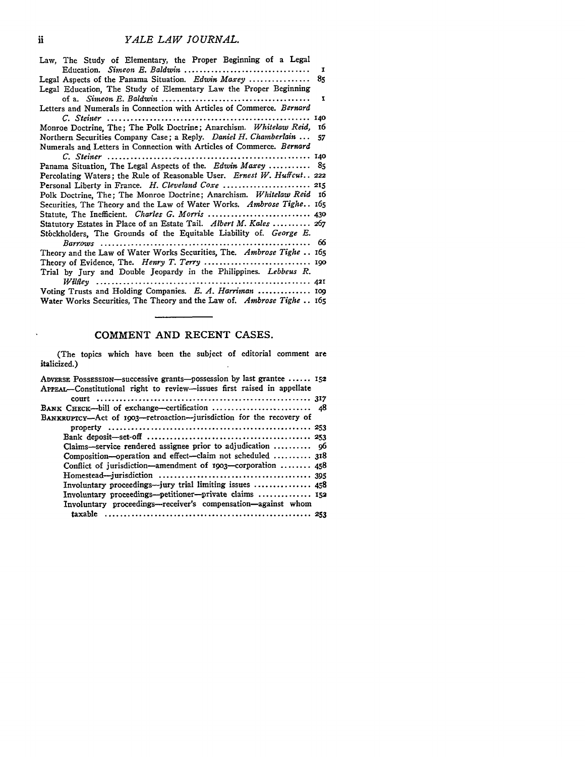Law, The Study of Elementary, the Proper Beginning of a Legal Education. *Simeon E. Baldwin* ..... 1
Legal Aspects of the Panama Situation. *Edwin Maxey* ..... 85
Legal Education, The Study of Elementary Law the Proper Beginning of a. *Simeon E. Baldwin* ..... 1
Letters and Numerals in Connection with Articles of Commerce. *Bernard C. Steiner* ..... 140
Monroe Doctrine, The; The Polk Doctrine; Anarchism. *Whitelaw Reid*, 16
Northern Securities Company Case; a Reply. *Daniel H. Chamberlain* ..... 57
Numerals and Letters in Connection with Articles of Commerce. *Bernard C. Steiner* ..... 140
Panama Situation, The Legal Aspects of the. *Edwin Maxey* ..... 85
Percolating Waters; the Rule of Reasonable User. *Ernest W. Huffcut*.. 222
Personal Liberty in France. *H. Cleveland Coxe* ..... 215
Polk Doctrine, The; The Monroe Doctrine; Anarchism. *Whitelaw Reid* 16
Securities, The Theory and the Law of Water Works. *Ambrose Tighe*.. 165
Statute, The Inefficient. *Charles G. Morris* ..... 430
Statutory Estates in Place of an Estate Tail. *Albert M. Kales* ..... 267
Stockholders, The Grounds of the Equitable Liability of. *George E. Barrows* ..... 66
Theory and the Law of Water Works Securities, The. *Ambrose Tighe* .. 165
Theory of Evidence, The. *Henry T. Terry* ..... 190
Trial by Jury and Double Jeopardy in the Philippines. *Lebbeus R. Wilfley* ..... 421
Voting Trusts and Holding Companies. *E. A. Harriman* ..... 109
Water Works Securities, The Theory and the Law of. *Ambrose Tighe* .. 165

## COMMENT AND RECENT CASES.

(The topics which have been the subject of editorial comment are italicized.)

ADVERSE POSSESSION—successive grants—possession by last grantee ..... 152
APPEAL—Constitutional right to review—issues first raised in appellate court ..... 317
BANK CHECK—bill of exchange—certification ..... 48
BANKRUPTCY—Act of 1903—retroaction—jurisdiction for the recovery of property ..... 253
- Bank deposit—set-off ..... 253
- Claims—service rendered assignee prior to adjudication ..... 96
- Composition—operation and effect—claim not scheduled ..... 318
- Conflict of jurisdiction—amendment of 1903—corporation ..... 458
- Homestead—jurisdiction ..... 395
- Involuntary proceedings—jury trial limiting issues ..... 458
- Involuntary proceedings—petitioner—private claims ..... 152
- Involuntary proceedings—receiver's compensation—against whom taxable ..... 253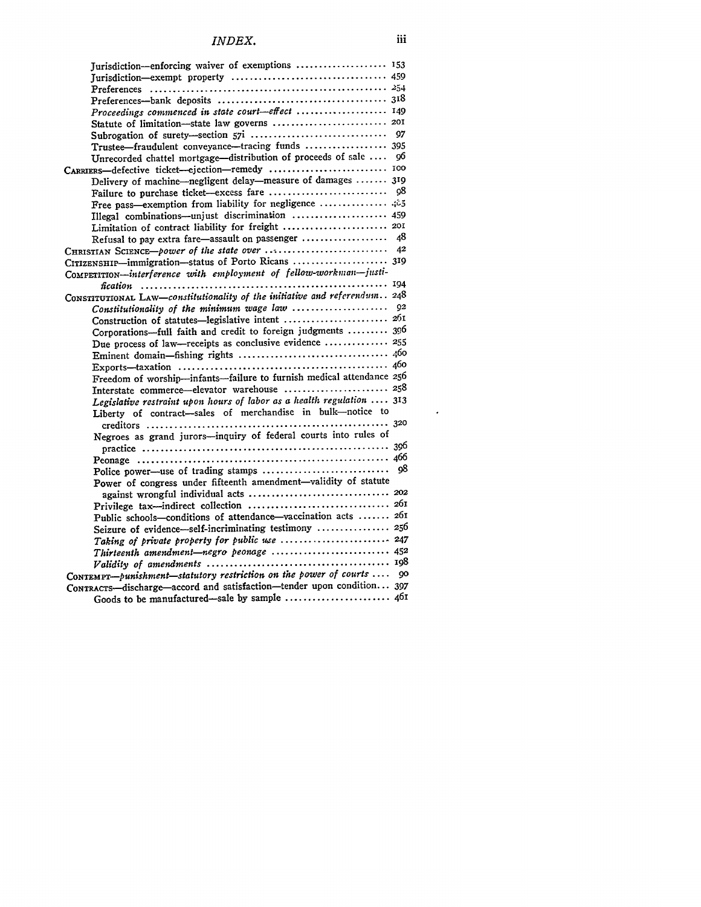Jurisdiction—enforcing waiver of exemptions .................... 153
Jurisdiction—exempt property .................................. 459
Preferences .................................................... 254
Preferences—bank deposits ..................................... 318
*Proceedings commenced in state court—effect* .................. 149
Statute of limitation—state law governs ......................... 201
Subrogation of surety—section 57i ............................... 97
Trustee—fraudulent conveyance—tracing funds ................. 395
Unrecorded chattel mortgage—distribution of proceeds of sale .... 96

CARRIERS—defective ticket—ejection—remedy ......................... 100
Delivery of machine—negligent delay—measure of damages ....... 319
Failure to purchase ticket—excess fare .......................... 98
Free pass—exemption from liability for negligence ............... 465
Illegal combinations—unjust discrimination ..................... 459
Limitation of contract liability for freight ....................... 201
Refusal to pay extra fare—assault on passenger ................... 48

CHRISTIAN SCIENCE—*power of the state over* ........................... 42

CITIZENSHIP—immigration—status of Porto Ricans ..................... 319

COMPETITION—*interference with employment of fellow-workman—justification* ............................................................ 194

CONSTITUTIONAL LAW—*constitutionality of the initiative and referendum*.. 248
*Constitutionality of the minimum wage law* ....................... 92
Construction of statutes—legislative intent ....................... 261
Corporations—full faith and credit to foreign judgments ......... 396
Due process of law—receipts as conclusive evidence ............. 255
Eminent domain—fishing rights ................................. 460
Exports—taxation .............................................. 460
Freedom of worship—infants—failure to furnish medical attendance 256
Interstate commerce—elevator warehouse ....................... 258
*Legislative restraint upon hours of labor as a health regulation* .... 313
Liberty of contract—sales of merchandise in bulk—notice to creditors ........................................................ 320
Negroes as grand jurors—inquiry of federal courts into rules of practice ....................................................... 396
Peonage ....................................................... 466
Police power—use of trading stamps ........................... 98
Power of congress under fifteenth amendment—validity of statute against wrongful individual acts .............................. 202
Privilege tax—indirect collection ............................... 261
Public schools—conditions of attendance—vaccination acts ....... 261
Seizure of evidence—self-incriminating testimony ................ 256
*Taking of private property for public use* ........................ 247
*Thirteenth amendment—negro peonage* .......................... 452
*Validity of amendments* ........................................ 198

CONTEMPT—*punishment—statutory restriction on the power of courts* .... 90

CONTRACTS—discharge—accord and satisfaction—tender upon condition... 397
Goods to be manufactured—sale by sample ....................... 461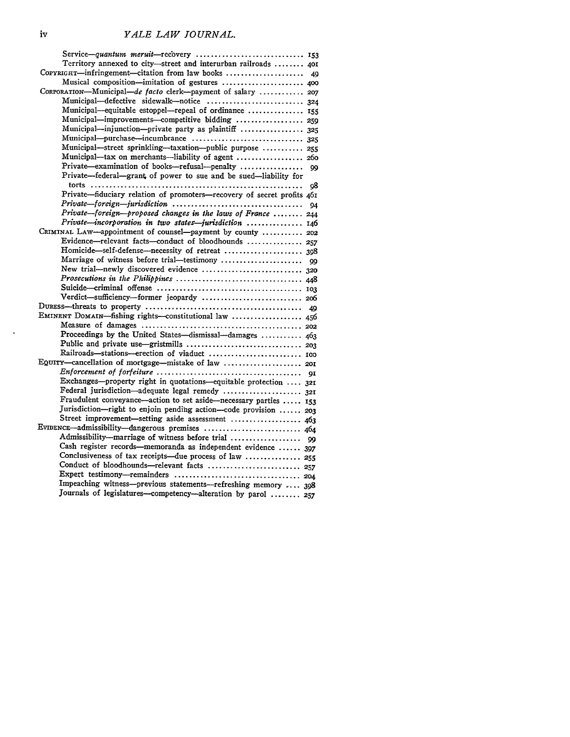Service—*quantum meruit*—recovery ............................. 153
Territory annexed to city—street and interurban railroads ........ 401

COPYRIGHT—infringement—citation from law books ..................... 49
Musical composition—imitation of gestures ...................... 400

CORPORATION—Municipal—*de facto* clerk—payment of salary ............ 207
Municipal—defective sidewalk—notice .......................... 324
Municipal—equitable estoppel—repeal of ordinance .............. 155
Municipal—improvements—competitive bidding .................. 259
Municipal—injunction—private party as plaintiff ................ 325
Municipal—purchase—incumbrance ............................. 325
Municipal—street sprinkling—taxation—public purpose ........... 255
Municipal—tax on merchants—liability of agent .................. 260
Private—examination of books—refusal—penalty ................. 99
Private—federal—grant of power to sue and be sued—liability for torts ......................................................... 98
Private—fiduciary relation of promoters—recovery of secret profits 461
*Private—foreign—jurisdiction* .................................. 94
*Private—foreign—proposed changes in the laws of France* ........ 244
*Private—incorporation in two states—jurisdiction* ............... 146

CRIMINAL LAW—appointment of counsel—payment by county ........... 202
Evidence—relevant facts—conduct of bloodhounds ............... 257
Homicide—self-defense—necessity of retreat ..................... 398
Marriage of witness before trial—testimony ...................... 99
New trial—newly discovered evidence ........................... 320
*Prosecutions in the Philippines* ................................. 448
Suicide—criminal offense ....................................... 103
Verdict—sufficiency—former jeopardy ........................... 206

DURESS—threats to property .......................................... 49

EMINENT DOMAIN—fishing rights—constitutional law ................... 456
Measure of damages ........................................... 202
Proceedings by the United States—dismissal—damages ........... 463
Public and private use—gristmills ............................... 203
Railroads—stations—erection of viaduct ......................... 100

EQUITY—cancellation of mortgage—mistake of law ..................... 201
*Enforcement of forfeiture* ...................................... 91
Exchanges—property right in quotations—equitable protection .... 321
Federal jurisdiction—adequate legal remedy ..................... 321
Fraudulent conveyance—action to set aside—necessary parties ..... 153
Jurisdiction—right to enjoin pending action—code provision ...... 203
Street improvement—setting aside assessment ................... 463

EVIDENCE—admissibility—dangerous premises .......................... 464
Admissibility—marriage of witness before trial .................. 99
Cash register records—memoranda as independent evidence ...... 397
Conclusiveness of tax receipts—due process of law .............. 255
Conduct of bloodhounds—relevant facts ......................... 257
Expert testimony—remainders ................................... 204
Impeaching witness—previous statements—refreshing memory .... 398
Journals of legislatures—competency—alteration by parol ........ 257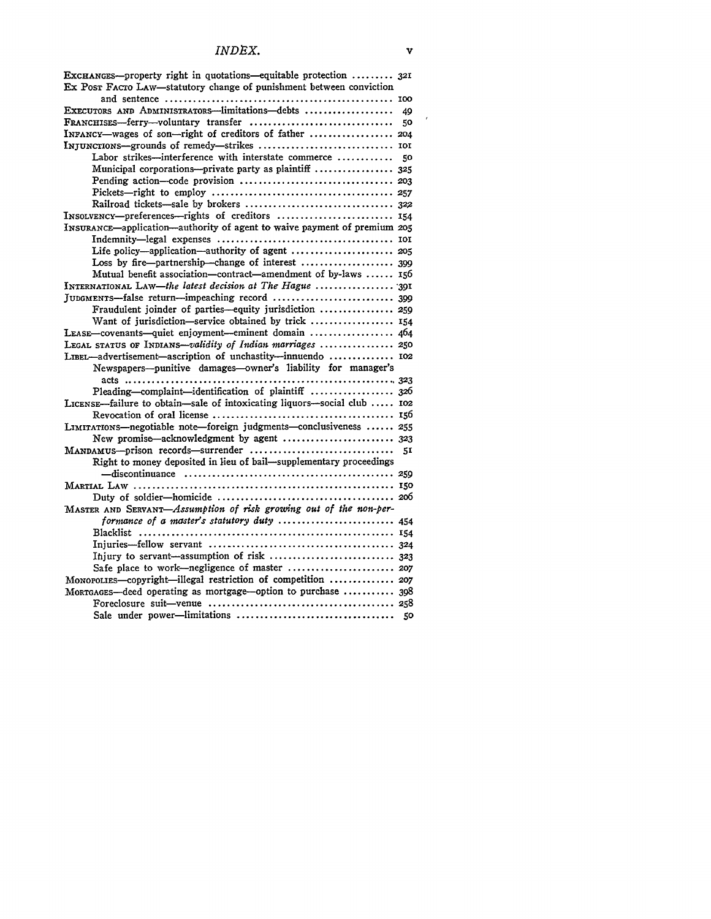EXCHANGES—property right in quotations—equitable protection ......... 321

EX POST FACTO LAW—statutory change of punishment between conviction and sentence ............................................... 100

EXECUTORS AND ADMINISTRATORS—limitations—debts .................. 49

FRANCHISES—ferry—voluntary transfer .............................. 50

INFANCY—wages of son—right of creditors of father ................. 204

INJUNCTIONS—grounds of remedy—strikes ............................ 101

- Labor strikes—interference with interstate commerce ........... 50
- Municipal corporations—private party as plaintiff ................ 325
- Pending action—code provision ................................ 203
- Pickets—right to employ ...................................... 257
- Railroad tickets—sale by brokers ............................... 322

INSOLVENCY—preferences—rights of creditors ........................ 154

INSURANCE—application—authority of agent to waive payment of premium 205

- Indemnity—legal expenses ..................................... 101
- Life policy—application—authority of agent ...................... 205
- Loss by fire—partnership—change of interest .................... 399
- Mutual benefit association—contract—amendment of by-laws ...... 156

INTERNATIONAL LAW—*the latest decision at The Hague* ................. 391

JUDGMENTS—false return—impeaching record .......................... 399

- Fraudulent joinder of parties—equity jurisdiction ................ 259
- Want of jurisdiction—service obtained by trick .................. 154

LEASE—covenants—quiet enjoyment—eminent domain ................... 464

LEGAL STATUS OF INDIANS—*validity of Indian marriages* ................ 250

LIBEL—advertisement—ascription of unchastity—innuendo ............. 102

- Newspapers—punitive damages—owner's liability for manager's acts .......................................................... 323
- Pleading—complaint—identification of plaintiff .................. 326

LICENSE—failure to obtain—sale of intoxicating liquors—social club ..... 102

- Revocation of oral license ...................................... 156

LIMITATIONS—negotiable note—foreign judgments—conclusiveness ...... 255

- New promise—acknowledgment by agent ........................ 323

MANDAMUS—prison records—surrender ............................... 51

- Right to money deposited in lieu of bail—supplementary proceedings —discontinuance ............................................. 259

MARTIAL LAW ........................................................ 150

- Duty of soldier—homicide ...................................... 206

MASTER AND SERVANT—*Assumption of risk growing out of the non-performance of a master's statutory duty* ......................... 454

- Blacklist ....................................................... 154
- Injuries—fellow servant ....................................... 324
- Injury to servant—assumption of risk ........................... 323
- Safe place to work—negligence of master ....................... 207

MONOPOLIES—copyright—illegal restriction of competition .............. 207

MORTGAGES—deed operating as mortgage—option to purchase ........... 398

- Foreclosure suit—venue ........................................ 258
- Sale under power—limitations .................................. 50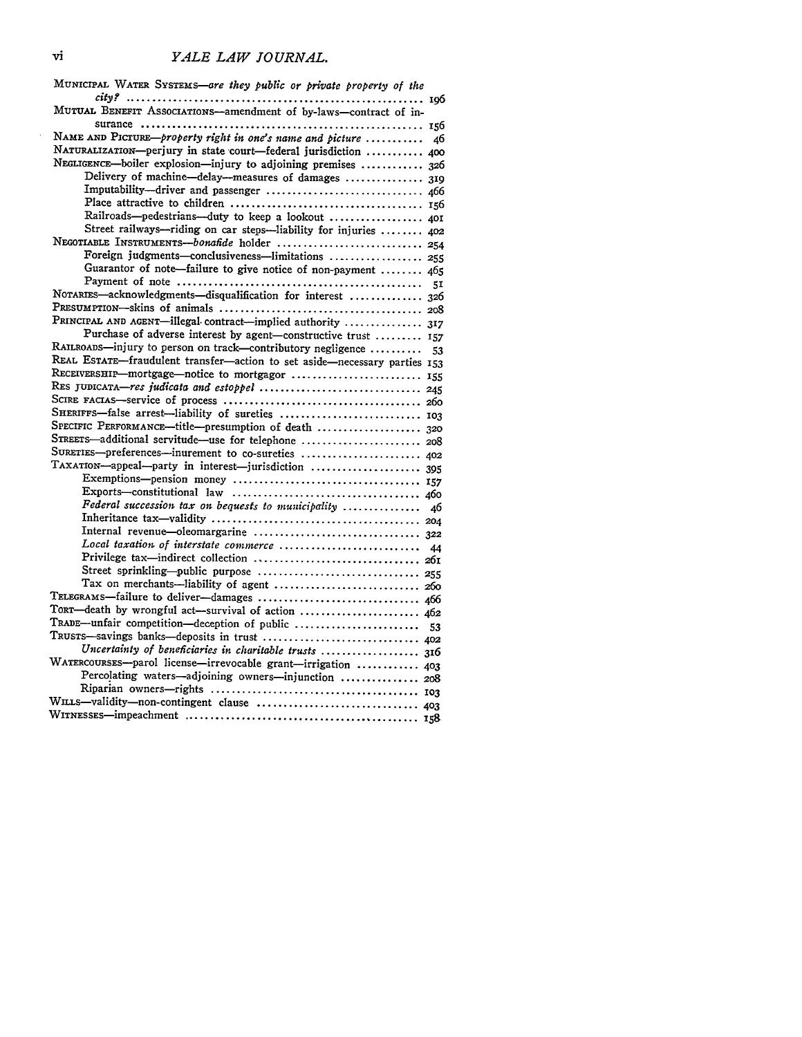MUNICIPAL WATER SYSTEMS—*are they public or private property of the city?* ........................................................ 196

MUTUAL BENEFIT ASSOCIATIONS—amendment of by-laws—contract of insurance ........................................................ 156

NAME AND PICTURE—*property right in one's name and picture* .......... 46

NATURALIZATION—perjury in state court—federal jurisdiction .......... 400

NEGLIGENCE—boiler explosion—injury to adjoining premises .......... 326

- Delivery of machine—delay—measures of damages .......... 319
- Imputability—driver and passenger .......... 466
- Place attractive to children .......... 156
- Railroads—pedestrians—duty to keep a lookout .......... 401
- Street railways—riding on car steps—liability for injuries .......... 402

NEGOTIABLE INSTRUMENTS—*bonafide* holder .......... 254

- Foreign judgments—conclusiveness—limitations .......... 255
- Guarantor of note—failure to give notice of non-payment .......... 465
- Payment of note .......... 51

NOTARIES—acknowledgments—disqualification for interest .......... 326

PRESUMPTION—skins of animals .......... 208

PRINCIPAL AND AGENT—illegal contract—implied authority .......... 317

- Purchase of adverse interest by agent—constructive trust .......... 157

RAILROADS—injury to person on track—contributory negligence .......... 53

REAL ESTATE—fraudulent transfer—action to set aside—necessary parties 153

RECEIVERSHIP—mortgage—notice to mortgagor .......... 155

RES JUDICATA—*res judicata and estoppel* .......... 245

SCIRE FACIAS—service of process .......... 260

SHERIFFS—false arrest—liability of sureties .......... 103

SPECIFIC PERFORMANCE—title—presumption of death .......... 320

STREETS—additional servitude—use for telephone .......... 208

SURETIES—preferences—inurement to co-sureties .......... 402

TAXATION—appeal—party in interest—jurisdiction .......... 395

- Exemptions—pension money .......... 157
- Exports—constitutional law .......... 460
- *Federal succession tax on bequests to municipality* .......... 46
- Inheritance tax—validity .......... 204
- Internal revenue—oleomargarine .......... 322
- *Local taxation of interstate commerce* .......... 44
- Privilege tax—indirect collection .......... 261
- Street sprinkling—public purpose .......... 255
- Tax on merchants—liability of agent .......... 260

TELEGRAMS—failure to deliver—damages .......... 466

TORT—death by wrongful act—survival of action .......... 462

TRADE—unfair competition—deception of public .......... 53

TRUSTS—savings banks—deposits in trust .......... 402

- *Uncertainty of beneficiaries in charitable trusts* .......... 316

WATERCOURSES—parol license—irrevocable grant—irrigation .......... 403

- Percolating waters—adjoining owners—injunction .......... 208
- Riparian owners—rights .......... 103

WILLS—validity—non-contingent clause .......... 403

WITNESSES—impeachment .......... 158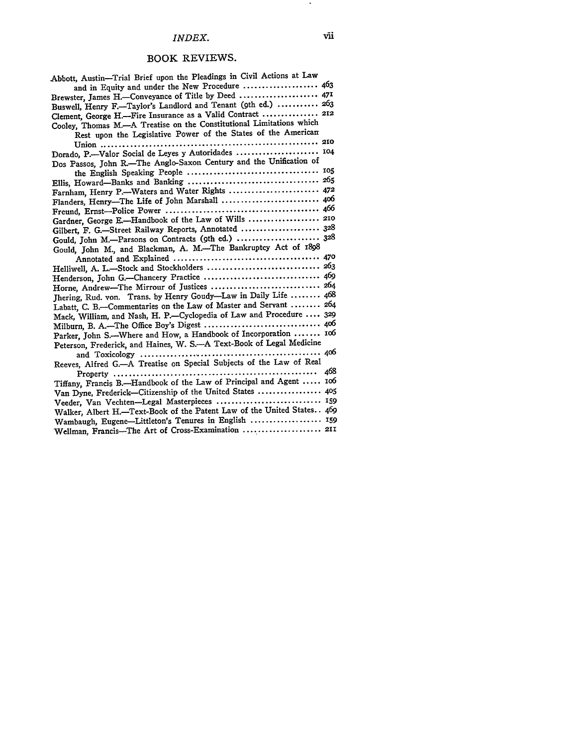## BOOK REVIEWS.

Abbott, Austin—Trial Brief upon the Pleadings in Civil Actions at Law and in Equity and under the New Procedure .................... 463
Brewster, James H.—Conveyance of Title by Deed .................... 471
Buswell, Henry F.—Taylor's Landlord and Tenant (9th ed.) ........... 263
Clement, George H.—Fire Insurance as a Valid Contract .............. 212
Cooley, Thomas M.—A Treatise on the Constitutional Limitations which Rest upon the Legislative Power of the States of the American Union ........................................................ 210
Dorado, P.—Valor Social de Leyes y Autoridades ...................... 104
Dos Passos, John R.—The Anglo-Saxon Century and the Unification of the English Speaking People .................................. 105
Ellis, Howard—Banks and Banking .................................. 265
Farnham, Henry P.—Waters and Water Rights ........................ 472
Flanders, Henry—The Life of John Marshall ........................ 406
Freund, Ernst—Police Power ........................................ 466
Gardner, George E.—Handbook of the Law of Wills .................. 210
Gilbert, F. G.—Street Railway Reports, Annotated .................. 328
Gould, John M.—Parsons on Contracts (9th ed.) .................... 328
Gould, John M., and Blackman, A. M.—The Bankruptcy Act of 1898 Annotated and Explained ...................................... 470
Helliwell, A. L.—Stock and Stockholders ............................ 263
Henderson, John G.—Chancery Practice .............................. 469
Horne, Andrew—The Mirrour of Justices ............................ 264
Jhering, Rud. von. Trans. by Henry Goudy—Law in Daily Life ........ 468
Labatt, C. B.—Commentaries on the Law of Master and Servant ........ 264
Mack, William, and Nash, H. P.—Cyclopedia of Law and Procedure .... 329
Milburn, B. A.—The Office Boy's Digest ............................ 406
Parker, John S.—Where and How, a Handbook of Incorporation ....... 106
Peterson, Frederick, and Haines, W. S.—A Text-Book of Legal Medicine and Toxicology ................................................ 406
Reeves, Alfred G.—A Treatise on Special Subjects of the Law of Real Property ..................................................... 468
Tiffany, Francis B.—Handbook of the Law of Principal and Agent ..... 106
Van Dyne, Frederick—Citizenship of the United States ................ 405
Veeder, Van Vechten—Legal Masterpieces ............................ 159
Walker, Albert H.—Text-Book of the Patent Law of the United States.. 469
Wambaugh, Eugene—Littleton's Tenures in English .................. 159
Wellman, Francis—The Art of Cross-Examination ..................... 211